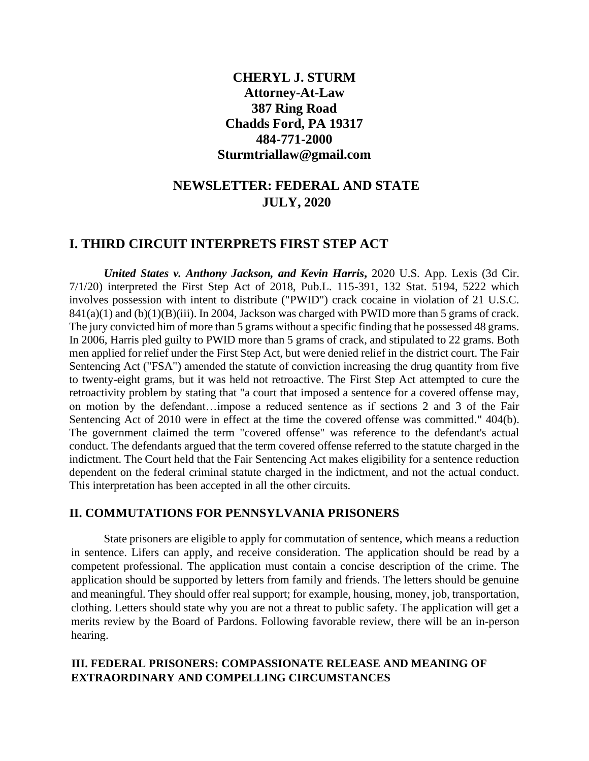**CHERYL J. STURM**
**Attorney-At-Law**
**387 Ring Road**
**Chadds Ford, PA 19317**
**484-771-2000**
**Sturmtriallaw@gmail.com**

# NEWSLETTER: FEDERAL AND STATE
# JULY, 2020

## I. THIRD CIRCUIT INTERPRETS FIRST STEP ACT

***United States v. Anthony Jackson, and Kevin Harris*****,** 2020 U.S. App. Lexis (3d Cir. 7/1/20) interpreted the First Step Act of 2018, Pub.L. 115-391, 132 Stat. 5194, 5222 which involves possession with intent to distribute ("PWID") crack cocaine in violation of 21 U.S.C. 841(a)(1) and (b)(1)(B)(iii). In 2004, Jackson was charged with PWID more than 5 grams of crack. The jury convicted him of more than 5 grams without a specific finding that he possessed 48 grams. In 2006, Harris pled guilty to PWID more than 5 grams of crack, and stipulated to 22 grams. Both men applied for relief under the First Step Act, but were denied relief in the district court. The Fair Sentencing Act ("FSA") amended the statute of conviction increasing the drug quantity from five to twenty-eight grams, but it was held not retroactive. The First Step Act attempted to cure the retroactivity problem by stating that "a court that imposed a sentence for a covered offense may, on motion by the defendant…impose a reduced sentence as if sections 2 and 3 of the Fair Sentencing Act of 2010 were in effect at the time the covered offense was committed." 404(b). The government claimed the term "covered offense" was reference to the defendant's actual conduct. The defendants argued that the term covered offense referred to the statute charged in the indictment. The Court held that the Fair Sentencing Act makes eligibility for a sentence reduction dependent on the federal criminal statute charged in the indictment, and not the actual conduct. This interpretation has been accepted in all the other circuits.

## II. COMMUTATIONS FOR PENNSYLVANIA PRISONERS

State prisoners are eligible to apply for commutation of sentence, which means a reduction in sentence. Lifers can apply, and receive consideration. The application should be read by a competent professional. The application must contain a concise description of the crime. The application should be supported by letters from family and friends. The letters should be genuine and meaningful. They should offer real support; for example, housing, money, job, transportation, clothing. Letters should state why you are not a threat to public safety. The application will get a merits review by the Board of Pardons. Following favorable review, there will be an in-person hearing.

## III. FEDERAL PRISONERS: COMPASSIONATE RELEASE AND MEANING OF EXTRAORDINARY AND COMPELLING CIRCUMSTANCES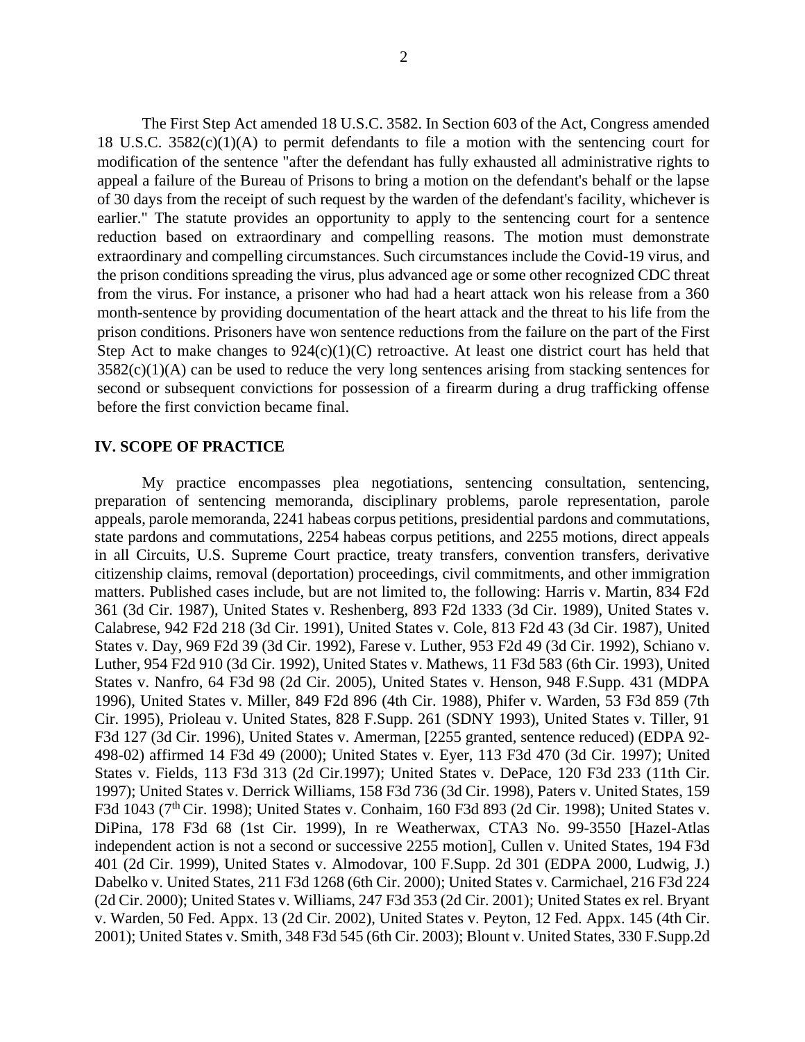The First Step Act amended 18 U.S.C. 3582. In Section 603 of the Act, Congress amended 18 U.S.C. 3582(c)(1)(A) to permit defendants to file a motion with the sentencing court for modification of the sentence "after the defendant has fully exhausted all administrative rights to appeal a failure of the Bureau of Prisons to bring a motion on the defendant's behalf or the lapse of 30 days from the receipt of such request by the warden of the defendant's facility, whichever is earlier." The statute provides an opportunity to apply to the sentencing court for a sentence reduction based on extraordinary and compelling reasons. The motion must demonstrate extraordinary and compelling circumstances. Such circumstances include the Covid-19 virus, and the prison conditions spreading the virus, plus advanced age or some other recognized CDC threat from the virus. For instance, a prisoner who had had a heart attack won his release from a 360 month-sentence by providing documentation of the heart attack and the threat to his life from the prison conditions. Prisoners have won sentence reductions from the failure on the part of the First Step Act to make changes to 924(c)(1)(C) retroactive. At least one district court has held that 3582(c)(1)(A) can be used to reduce the very long sentences arising from stacking sentences for second or subsequent convictions for possession of a firearm during a drug trafficking offense before the first conviction became final.

## IV. SCOPE OF PRACTICE

My practice encompasses plea negotiations, sentencing consultation, sentencing, preparation of sentencing memoranda, disciplinary problems, parole representation, parole appeals, parole memoranda, 2241 habeas corpus petitions, presidential pardons and commutations, state pardons and commutations, 2254 habeas corpus petitions, and 2255 motions, direct appeals in all Circuits, U.S. Supreme Court practice, treaty transfers, convention transfers, derivative citizenship claims, removal (deportation) proceedings, civil commitments, and other immigration matters. Published cases include, but are not limited to, the following: Harris v. Martin, 834 F2d 361 (3d Cir. 1987), United States v. Reshenberg, 893 F2d 1333 (3d Cir. 1989), United States v. Calabrese, 942 F2d 218 (3d Cir. 1991), United States v. Cole, 813 F2d 43 (3d Cir. 1987), United States v. Day, 969 F2d 39 (3d Cir. 1992), Farese v. Luther, 953 F2d 49 (3d Cir. 1992), Schiano v. Luther, 954 F2d 910 (3d Cir. 1992), United States v. Mathews, 11 F3d 583 (6th Cir. 1993), United States v. Nanfro, 64 F3d 98 (2d Cir. 2005), United States v. Henson, 948 F.Supp. 431 (MDPA 1996), United States v. Miller, 849 F2d 896 (4th Cir. 1988), Phifer v. Warden, 53 F3d 859 (7th Cir. 1995), Prioleau v. United States, 828 F.Supp. 261 (SDNY 1993), United States v. Tiller, 91 F3d 127 (3d Cir. 1996), United States v. Amerman, [2255 granted, sentence reduced) (EDPA 92-498-02) affirmed 14 F3d 49 (2000); United States v. Eyer, 113 F3d 470 (3d Cir. 1997); United States v. Fields, 113 F3d 313 (2d Cir.1997); United States v. DePace, 120 F3d 233 (11th Cir. 1997); United States v. Derrick Williams, 158 F3d 736 (3d Cir. 1998), Paters v. United States, 159 F3d 1043 (7th Cir. 1998); United States v. Conhaim, 160 F3d 893 (2d Cir. 1998); United States v. DiPina, 178 F3d 68 (1st Cir. 1999), In re Weatherwax, CTA3 No. 99-3550 [Hazel-Atlas independent action is not a second or successive 2255 motion], Cullen v. United States, 194 F3d 401 (2d Cir. 1999), United States v. Almodovar, 100 F.Supp. 2d 301 (EDPA 2000, Ludwig, J.) Dabelko v. United States, 211 F3d 1268 (6th Cir. 2000); United States v. Carmichael, 216 F3d 224 (2d Cir. 2000); United States v. Williams, 247 F3d 353 (2d Cir. 2001); United States ex rel. Bryant v. Warden, 50 Fed. Appx. 13 (2d Cir. 2002), United States v. Peyton, 12 Fed. Appx. 145 (4th Cir. 2001); United States v. Smith, 348 F3d 545 (6th Cir. 2003); Blount v. United States, 330 F.Supp.2d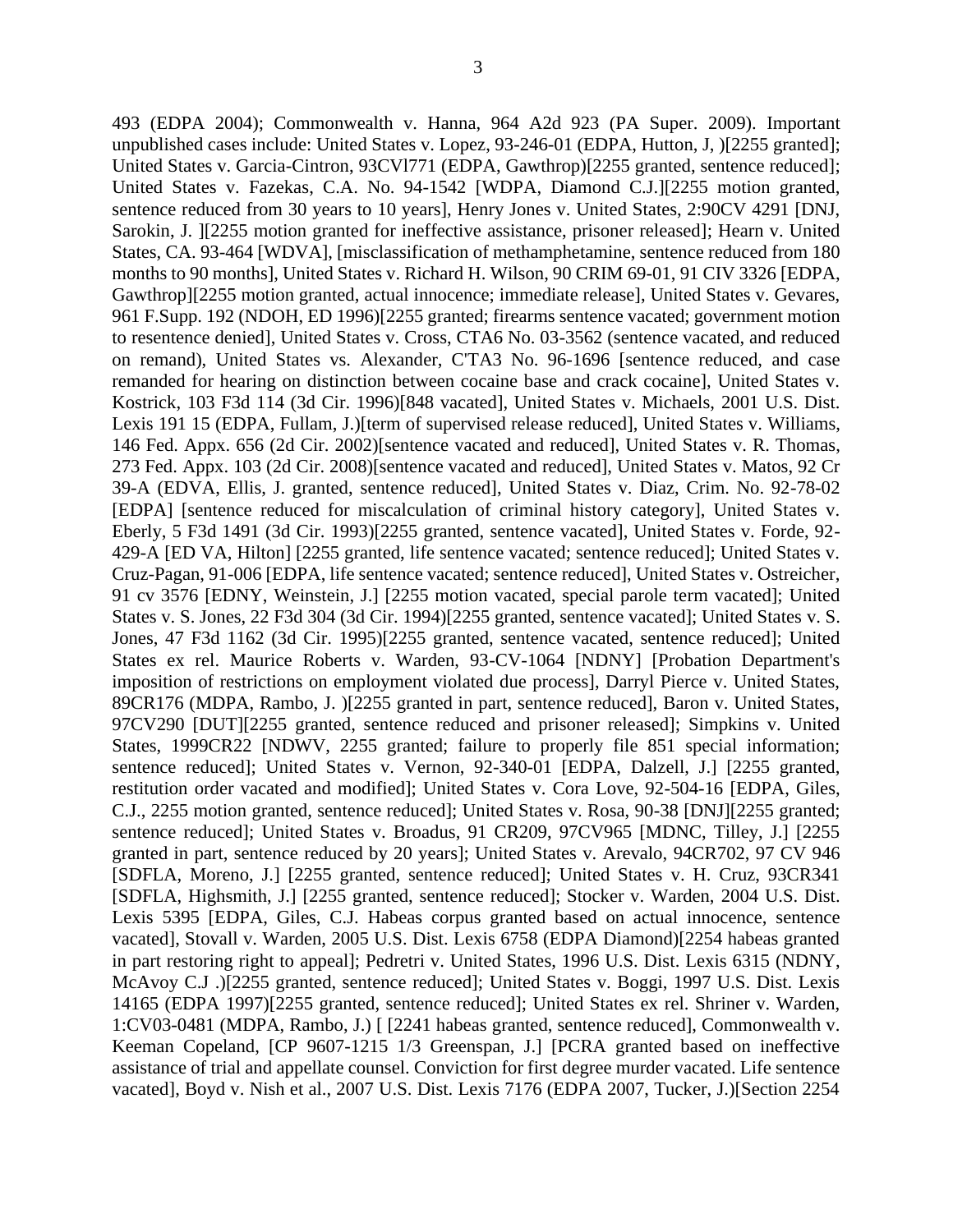493 (EDPA 2004); Commonwealth v. Hanna, 964 A2d 923 (PA Super. 2009). Important unpublished cases include: United States v. Lopez, 93-246-01 (EDPA, Hutton, J, )[2255 granted]; United States v. Garcia-Cintron, 93CVl771 (EDPA, Gawthrop)[2255 granted, sentence reduced]; United States v. Fazekas, C.A. No. 94-1542 [WDPA, Diamond C.J.][2255 motion granted, sentence reduced from 30 years to 10 years], Henry Jones v. United States, 2:90CV 4291 [DNJ, Sarokin, J. ][2255 motion granted for ineffective assistance, prisoner released]; Hearn v. United States, CA. 93-464 [WDVA], [misclassification of methamphetamine, sentence reduced from 180 months to 90 months], United States v. Richard H. Wilson, 90 CRIM 69-01, 91 CIV 3326 [EDPA, Gawthrop][2255 motion granted, actual innocence; immediate release], United States v. Gevares, 961 F.Supp. 192 (NDOH, ED 1996)[2255 granted; firearms sentence vacated; government motion to resentence denied], United States v. Cross, CTA6 No. 03-3562 (sentence vacated, and reduced on remand), United States vs. Alexander, C'TA3 No. 96-1696 [sentence reduced, and case remanded for hearing on distinction between cocaine base and crack cocaine], United States v. Kostrick, 103 F3d 114 (3d Cir. 1996)[848 vacated], United States v. Michaels, 2001 U.S. Dist. Lexis 191 15 (EDPA, Fullam, J.)[term of supervised release reduced], United States v. Williams, 146 Fed. Appx. 656 (2d Cir. 2002)[sentence vacated and reduced], United States v. R. Thomas, 273 Fed. Appx. 103 (2d Cir. 2008)[sentence vacated and reduced], United States v. Matos, 92 Cr 39-A (EDVA, Ellis, J. granted, sentence reduced], United States v. Diaz, Crim. No. 92-78-02 [EDPA] [sentence reduced for miscalculation of criminal history category], United States v. Eberly, 5 F3d 1491 (3d Cir. 1993)[2255 granted, sentence vacated], United States v. Forde, 92-429-A [ED VA, Hilton] [2255 granted, life sentence vacated; sentence reduced]; United States v. Cruz-Pagan, 91-006 [EDPA, life sentence vacated; sentence reduced], United States v. Ostreicher, 91 cv 3576 [EDNY, Weinstein, J.] [2255 motion vacated, special parole term vacated]; United States v. S. Jones, 22 F3d 304 (3d Cir. 1994)[2255 granted, sentence vacated]; United States v. S. Jones, 47 F3d 1162 (3d Cir. 1995)[2255 granted, sentence vacated, sentence reduced]; United States ex rel. Maurice Roberts v. Warden, 93-CV-1064 [NDNY] [Probation Department's imposition of restrictions on employment violated due process], Darryl Pierce v. United States, 89CR176 (MDPA, Rambo, J. )[2255 granted in part, sentence reduced], Baron v. United States, 97CV290 [DUT][2255 granted, sentence reduced and prisoner released]; Simpkins v. United States, 1999CR22 [NDWV, 2255 granted; failure to properly file 851 special information; sentence reduced]; United States v. Vernon, 92-340-01 [EDPA, Dalzell, J.] [2255 granted, restitution order vacated and modified]; United States v. Cora Love, 92-504-16 [EDPA, Giles, C.J., 2255 motion granted, sentence reduced]; United States v. Rosa, 90-38 [DNJ][2255 granted; sentence reduced]; United States v. Broadus, 91 CR209, 97CV965 [MDNC, Tilley, J.] [2255 granted in part, sentence reduced by 20 years]; United States v. Arevalo, 94CR702, 97 CV 946 [SDFLA, Moreno, J.] [2255 granted, sentence reduced]; United States v. H. Cruz, 93CR341 [SDFLA, Highsmith, J.] [2255 granted, sentence reduced]; Stocker v. Warden, 2004 U.S. Dist. Lexis 5395 [EDPA, Giles, C.J. Habeas corpus granted based on actual innocence, sentence vacated], Stovall v. Warden, 2005 U.S. Dist. Lexis 6758 (EDPA Diamond)[2254 habeas granted in part restoring right to appeal]; Pedretri v. United States, 1996 U.S. Dist. Lexis 6315 (NDNY, McAvoy C.J .)[2255 granted, sentence reduced]; United States v. Boggi, 1997 U.S. Dist. Lexis 14165 (EDPA 1997)[2255 granted, sentence reduced]; United States ex rel. Shriner v. Warden, 1:CV03-0481 (MDPA, Rambo, J.) [ [2241 habeas granted, sentence reduced], Commonwealth v. Keeman Copeland, [CP 9607-1215 1/3 Greenspan, J.] [PCRA granted based on ineffective assistance of trial and appellate counsel. Conviction for first degree murder vacated. Life sentence vacated], Boyd v. Nish et al., 2007 U.S. Dist. Lexis 7176 (EDPA 2007, Tucker, J.)[Section 2254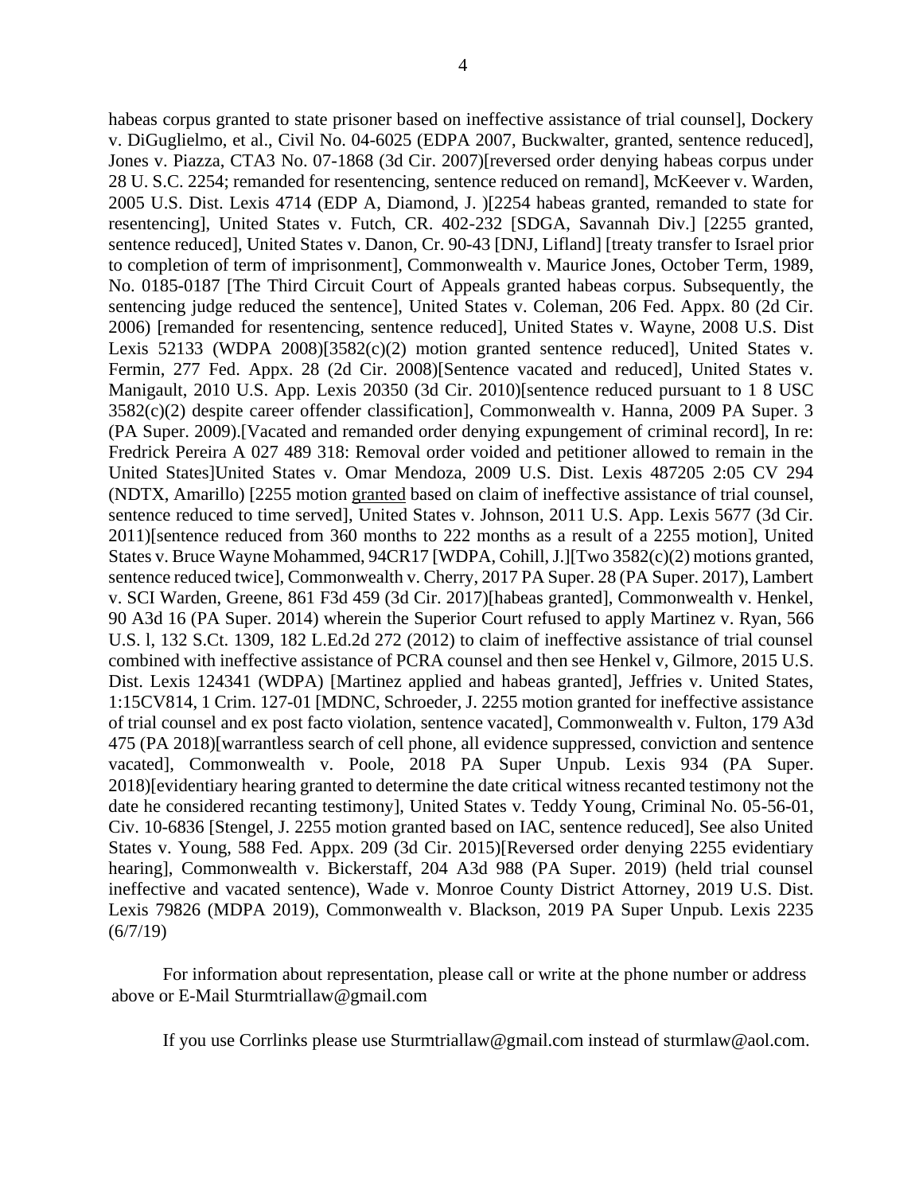habeas corpus granted to state prisoner based on ineffective assistance of trial counsel], Dockery v. DiGuglielmo, et al., Civil No. 04-6025 (EDPA 2007, Buckwalter, granted, sentence reduced], Jones v. Piazza, CTA3 No. 07-1868 (3d Cir. 2007)[reversed order denying habeas corpus under 28 U. S.C. 2254; remanded for resentencing, sentence reduced on remand], McKeever v. Warden, 2005 U.S. Dist. Lexis 4714 (EDP A, Diamond, J. )[2254 habeas granted, remanded to state for resentencing], United States v. Futch, CR. 402-232 [SDGA, Savannah Div.] [2255 granted, sentence reduced], United States v. Danon, Cr. 90-43 [DNJ, Lifland] [treaty transfer to Israel prior to completion of term of imprisonment], Commonwealth v. Maurice Jones, October Term, 1989, No. 0185-0187 [The Third Circuit Court of Appeals granted habeas corpus. Subsequently, the sentencing judge reduced the sentence], United States v. Coleman, 206 Fed. Appx. 80 (2d Cir. 2006) [remanded for resentencing, sentence reduced], United States v. Wayne, 2008 U.S. Dist Lexis 52133 (WDPA 2008)[3582(c)(2) motion granted sentence reduced], United States v. Fermin, 277 Fed. Appx. 28 (2d Cir. 2008)[Sentence vacated and reduced], United States v. Manigault, 2010 U.S. App. Lexis 20350 (3d Cir. 2010)[sentence reduced pursuant to 1 8 USC 3582(c)(2) despite career offender classification], Commonwealth v. Hanna, 2009 PA Super. 3 (PA Super. 2009).[Vacated and remanded order denying expungement of criminal record], In re: Fredrick Pereira A 027 489 318: Removal order voided and petitioner allowed to remain in the United States]United States v. Omar Mendoza, 2009 U.S. Dist. Lexis 487205 2:05 CV 294 (NDTX, Amarillo) [2255 motion <u>granted</u> based on claim of ineffective assistance of trial counsel, sentence reduced to time served], United States v. Johnson, 2011 U.S. App. Lexis 5677 (3d Cir. 2011)[sentence reduced from 360 months to 222 months as a result of a 2255 motion], United States v. Bruce Wayne Mohammed, 94CR17 [WDPA, Cohill, J.][Two 3582(c)(2) motions granted, sentence reduced twice], Commonwealth v. Cherry, 2017 PA Super. 28 (PA Super. 2017), Lambert v. SCI Warden, Greene, 861 F3d 459 (3d Cir. 2017)[habeas granted], Commonwealth v. Henkel, 90 A3d 16 (PA Super. 2014) wherein the Superior Court refused to apply Martinez v. Ryan, 566 U.S. l, 132 S.Ct. 1309, 182 L.Ed.2d 272 (2012) to claim of ineffective assistance of trial counsel combined with ineffective assistance of PCRA counsel and then see Henkel v, Gilmore, 2015 U.S. Dist. Lexis 124341 (WDPA) [Martinez applied and habeas granted], Jeffries v. United States, 1:15CV814, 1 Crim. 127-01 [MDNC, Schroeder, J. 2255 motion granted for ineffective assistance of trial counsel and ex post facto violation, sentence vacated], Commonwealth v. Fulton, 179 A3d 475 (PA 2018)[warrantless search of cell phone, all evidence suppressed, conviction and sentence vacated], Commonwealth v. Poole, 2018 PA Super Unpub. Lexis 934 (PA Super. 2018)[evidentiary hearing granted to determine the date critical witness recanted testimony not the date he considered recanting testimony], United States v. Teddy Young, Criminal No. 05-56-01, Civ. 10-6836 [Stengel, J. 2255 motion granted based on IAC, sentence reduced], See also United States v. Young, 588 Fed. Appx. 209 (3d Cir. 2015)[Reversed order denying 2255 evidentiary hearing], Commonwealth v. Bickerstaff, 204 A3d 988 (PA Super. 2019) (held trial counsel ineffective and vacated sentence), Wade v. Monroe County District Attorney, 2019 U.S. Dist. Lexis 79826 (MDPA 2019), Commonwealth v. Blackson, 2019 PA Super Unpub. Lexis 2235 (6/7/19)

For information about representation, please call or write at the phone number or address above or E-Mail Sturmtriallaw@gmail.com

If you use Corrlinks please use Sturmtriallaw@gmail.com instead of sturmlaw@aol.com.